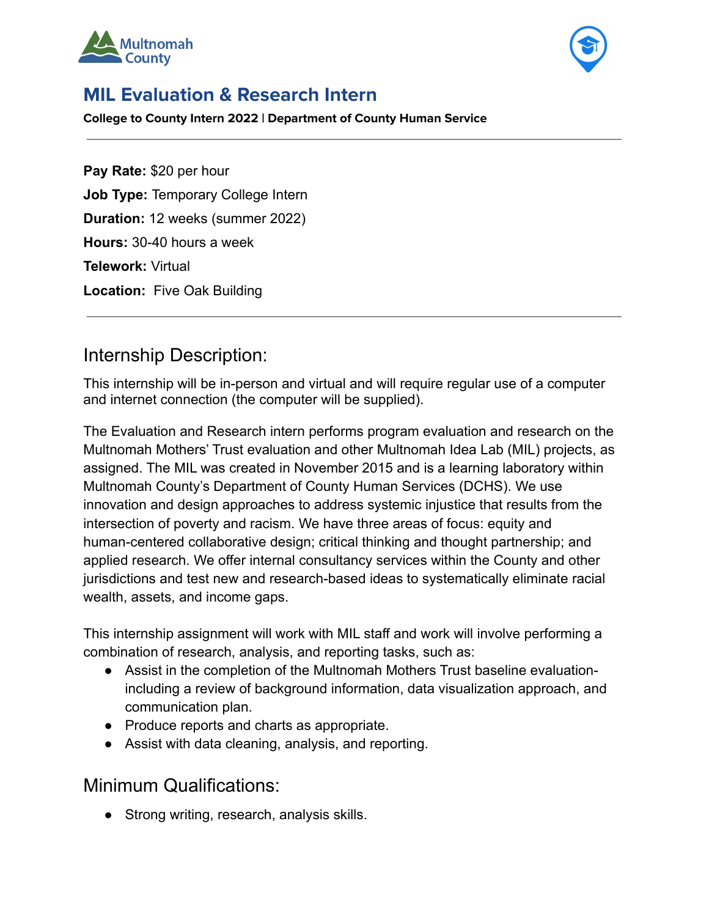# MIL Evaluation & Research Intern

**College to County Intern 2022 | Department of County Human Service**

---

**Pay Rate:** $20 per hour

**Job Type:** Temporary College Intern

**Duration:** 12 weeks (summer 2022)

**Hours:** 30-40 hours a week

**Telework:** Virtual

**Location:** Five Oak Building

---

## Internship Description:

This internship will be in-person and virtual and will require regular use of a computer and internet connection (the computer will be supplied).

The Evaluation and Research intern performs program evaluation and research on the Multnomah Mothers' Trust evaluation and other Multnomah Idea Lab (MIL) projects, as assigned. The MIL was created in November 2015 and is a learning laboratory within Multnomah County's Department of County Human Services (DCHS). We use innovation and design approaches to address systemic injustice that results from the intersection of poverty and racism. We have three areas of focus: equity and human-centered collaborative design; critical thinking and thought partnership; and applied research. We offer internal consultancy services within the County and other jurisdictions and test new and research-based ideas to systematically eliminate racial wealth, assets, and income gaps.

This internship assignment will work with MIL staff and work will involve performing a combination of research, analysis, and reporting tasks, such as:

- Assist in the completion of the Multnomah Mothers Trust baseline evaluation- including a review of background information, data visualization approach, and communication plan.
- Produce reports and charts as appropriate.
- Assist with data cleaning, analysis, and reporting.

## Minimum Qualifications:

- Strong writing, research, analysis skills.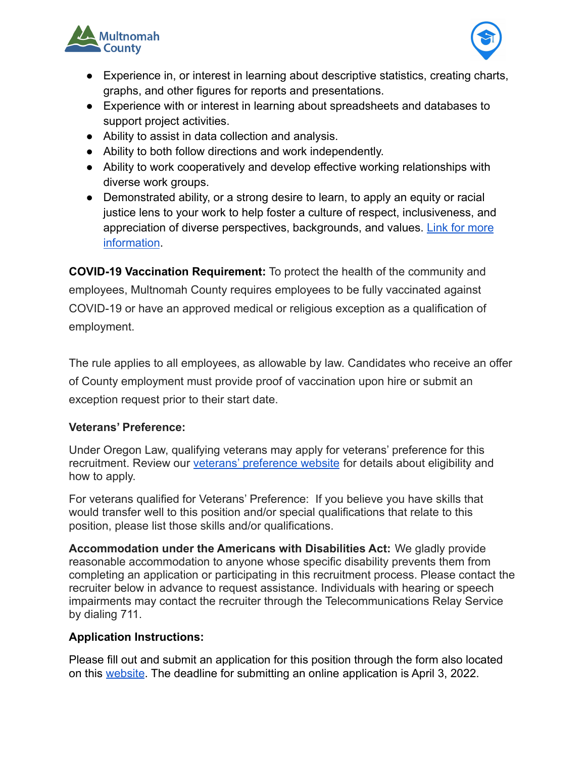- Experience in, or interest in learning about descriptive statistics, creating charts, graphs, and other figures for reports and presentations.
- Experience with or interest in learning about spreadsheets and databases to support project activities.
- Ability to assist in data collection and analysis.
- Ability to both follow directions and work independently.
- Ability to work cooperatively and develop effective working relationships with diverse work groups.
- Demonstrated ability, or a strong desire to learn, to apply an equity or racial justice lens to your work to help foster a culture of respect, inclusiveness, and appreciation of diverse perspectives, backgrounds, and values. Link for more information.

**COVID-19 Vaccination Requirement:** To protect the health of the community and employees, Multnomah County requires employees to be fully vaccinated against COVID-19 or have an approved medical or religious exception as a qualification of employment.

The rule applies to all employees, as allowable by law. Candidates who receive an offer of County employment must provide proof of vaccination upon hire or submit an exception request prior to their start date.

**Veterans' Preference:**

Under Oregon Law, qualifying veterans may apply for veterans' preference for this recruitment. Review our veterans' preference website for details about eligibility and how to apply.

For veterans qualified for Veterans' Preference: If you believe you have skills that would transfer well to this position and/or special qualifications that relate to this position, please list those skills and/or qualifications.

**Accommodation under the Americans with Disabilities Act:** We gladly provide reasonable accommodation to anyone whose specific disability prevents them from completing an application or participating in this recruitment process. Please contact the recruiter below in advance to request assistance. Individuals with hearing or speech impairments may contact the recruiter through the Telecommunications Relay Service by dialing 711.

**Application Instructions:**

Please fill out and submit an application for this position through the form also located on this website. The deadline for submitting an online application is April 3, 2022.